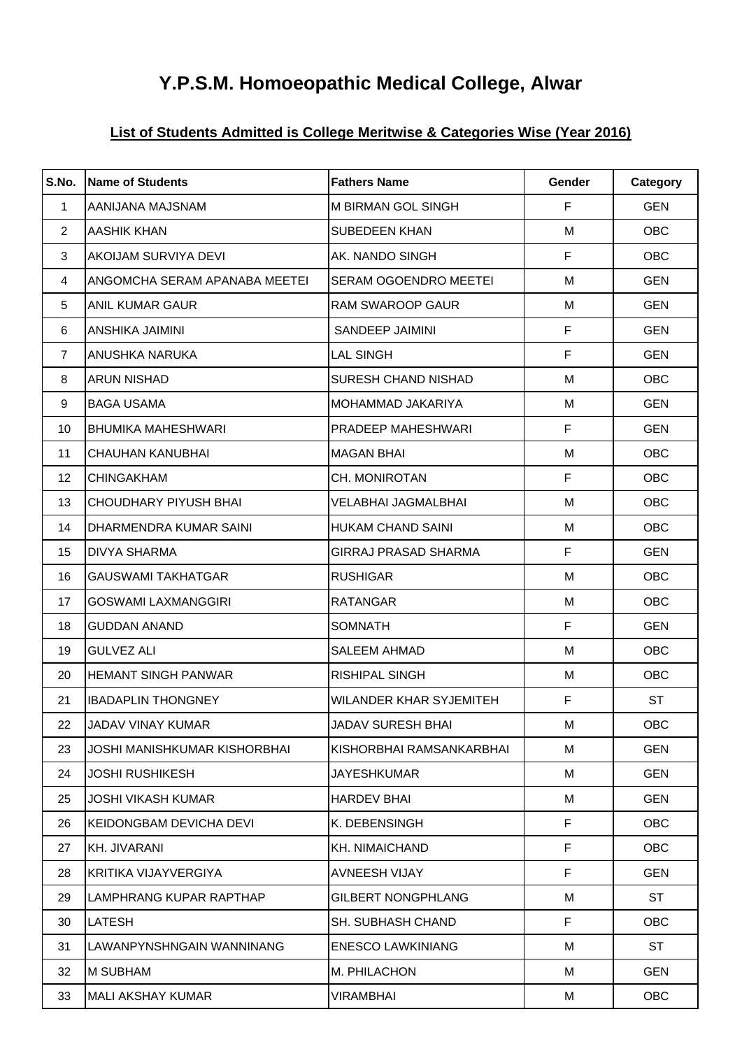# Y.P.S.M. Homoeopathic Medical College, Alwar

## List of Students Admitted is College Meritwise & Categories Wise (Year 2016)

| S.No. | Name of Students | Fathers Name | Gender | Category |
|---|---|---|---|---|
| 1 | AANIJANA MAJSNAM | M BIRMAN GOL SINGH | F | GEN |
| 2 | AASHIK KHAN | SUBEDEEN KHAN | M | OBC |
| 3 | AKOIJAM SURVIYA DEVI | AK. NANDO SINGH | F | OBC |
| 4 | ANGOMCHA SERAM APANABA MEETEI | SERAM OGOENDRO MEETEI | M | GEN |
| 5 | ANIL KUMAR GAUR | RAM SWAROOP GAUR | M | GEN |
| 6 | ANSHIKA JAIMINI | SANDEEP JAIMINI | F | GEN |
| 7 | ANUSHKA NARUKA | LAL SINGH | F | GEN |
| 8 | ARUN NISHAD | SURESH CHAND NISHAD | M | OBC |
| 9 | BAGA USAMA | MOHAMMAD JAKARIYA | M | GEN |
| 10 | BHUMIKA MAHESHWARI | PRADEEP MAHESHWARI | F | GEN |
| 11 | CHAUHAN KANUBHAI | MAGAN BHAI | M | OBC |
| 12 | CHINGAKHAM | CH. MONIROTAN | F | OBC |
| 13 | CHOUDHARY PIYUSH BHAI | VELABHAI JAGMALBHAI | M | OBC |
| 14 | DHARMENDRA KUMAR SAINI | HUKAM CHAND SAINI | M | OBC |
| 15 | DIVYA SHARMA | GIRRAJ PRASAD SHARMA | F | GEN |
| 16 | GAUSWAMI TAKHATGAR | RUSHIGAR | M | OBC |
| 17 | GOSWAMI LAXMANGGIRI | RATANGAR | M | OBC |
| 18 | GUDDAN ANAND | SOMNATH | F | GEN |
| 19 | GULVEZ ALI | SALEEM AHMAD | M | OBC |
| 20 | HEMANT SINGH PANWAR | RISHIPAL SINGH | M | OBC |
| 21 | IBADAPLIN THONGNEY | WILANDER KHAR SYJEMITEH | F | ST |
| 22 | JADAV VINAY KUMAR | JADAV SURESH BHAI | M | OBC |
| 23 | JOSHI MANISHKUMAR KISHORBHAI | KISHORBHAI RAMSANKARBHAI | M | GEN |
| 24 | JOSHI RUSHIKESH | JAYESHKUMAR | M | GEN |
| 25 | JOSHI VIKASH KUMAR | HARDEV BHAI | M | GEN |
| 26 | KEIDONGBAM DEVICHA DEVI | K. DEBENSINGH | F | OBC |
| 27 | KH. JIVARANI | KH. NIMAICHAND | F | OBC |
| 28 | KRITIKA VIJAYVERGIYA | AVNEESH VIJAY | F | GEN |
| 29 | LAMPHRANG KUPAR RAPTHAP | GILBERT NONGPHLANG | M | ST |
| 30 | LATESH | SH. SUBHASH CHAND | F | OBC |
| 31 | LAWANPYNSHNGAIN WANNINANG | ENESCO LAWKINIANG | M | ST |
| 32 | M SUBHAM | M. PHILACHON | M | GEN |
| 33 | MALI AKSHAY KUMAR | VIRAMBHAI | M | OBC |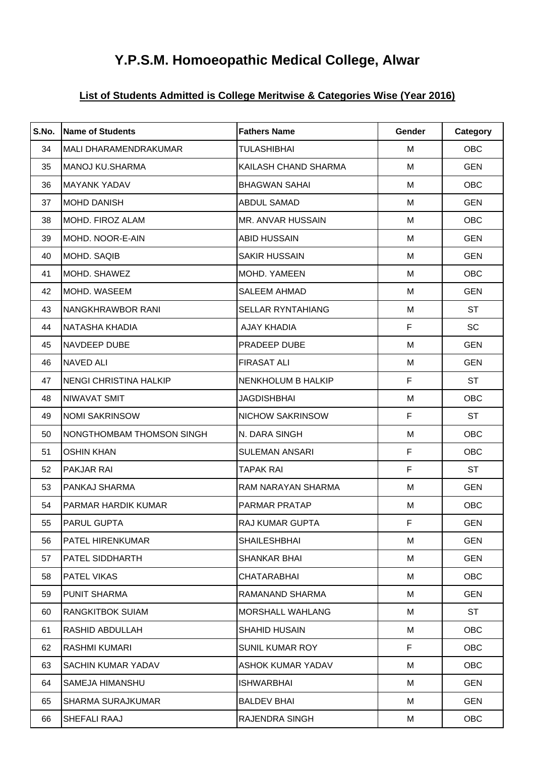# Y.P.S.M. Homoeopathic Medical College, Alwar

## List of Students Admitted is College Meritwise & Categories Wise (Year 2016)

| S.No. | Name of Students | Fathers Name | Gender | Category |
|---|---|---|---|---|
| 34 | MALI DHARAMENDRAKUMAR | TULASHIBHAI | M | OBC |
| 35 | MANOJ KU.SHARMA | KAILASH CHAND SHARMA | M | GEN |
| 36 | MAYANK YADAV | BHAGWAN SAHAI | M | OBC |
| 37 | MOHD DANISH | ABDUL SAMAD | M | GEN |
| 38 | MOHD. FIROZ ALAM | MR. ANVAR HUSSAIN | M | OBC |
| 39 | MOHD. NOOR-E-AIN | ABID HUSSAIN | M | GEN |
| 40 | MOHD. SAQIB | SAKIR HUSSAIN | M | GEN |
| 41 | MOHD. SHAWEZ | MOHD. YAMEEN | M | OBC |
| 42 | MOHD. WASEEM | SALEEM AHMAD | M | GEN |
| 43 | NANGKHRAWBOR RANI | SELLAR RYNTAHIANG | M | ST |
| 44 | NATASHA KHADIA | AJAY KHADIA | F | SC |
| 45 | NAVDEEP DUBE | PRADEEP DUBE | M | GEN |
| 46 | NAVED ALI | FIRASAT ALI | M | GEN |
| 47 | NENGI CHRISTINA HALKIP | NENKHOLUM B HALKIP | F | ST |
| 48 | NIWAVAT SMIT | JAGDISHBHAI | M | OBC |
| 49 | NOMI SAKRINSOW | NICHOW SAKRINSOW | F | ST |
| 50 | NONGTHOMBAM THOMSON SINGH | N. DARA SINGH | M | OBC |
| 51 | OSHIN KHAN | SULEMAN ANSARI | F | OBC |
| 52 | PAKJAR RAI | TAPAK RAI | F | ST |
| 53 | PANKAJ SHARMA | RAM NARAYAN SHARMA | M | GEN |
| 54 | PARMAR HARDIK KUMAR | PARMAR PRATAP | M | OBC |
| 55 | PARUL GUPTA | RAJ KUMAR GUPTA | F | GEN |
| 56 | PATEL HIRENKUMAR | SHAILESHBHAI | M | GEN |
| 57 | PATEL SIDDHARTH | SHANKAR BHAI | M | GEN |
| 58 | PATEL VIKAS | CHATARABHAI | M | OBC |
| 59 | PUNIT SHARMA | RAMANAND SHARMA | M | GEN |
| 60 | RANGKITBOK SUIAM | MORSHALL WAHLANG | M | ST |
| 61 | RASHID ABDULLAH | SHAHID HUSAIN | M | OBC |
| 62 | RASHMI KUMARI | SUNIL KUMAR ROY | F | OBC |
| 63 | SACHIN KUMAR YADAV | ASHOK KUMAR YADAV | M | OBC |
| 64 | SAMEJA HIMANSHU | ISHWARBHAI | M | GEN |
| 65 | SHARMA SURAJKUMAR | BALDEV BHAI | M | GEN |
| 66 | SHEFALI RAAJ | RAJENDRA SINGH | M | OBC |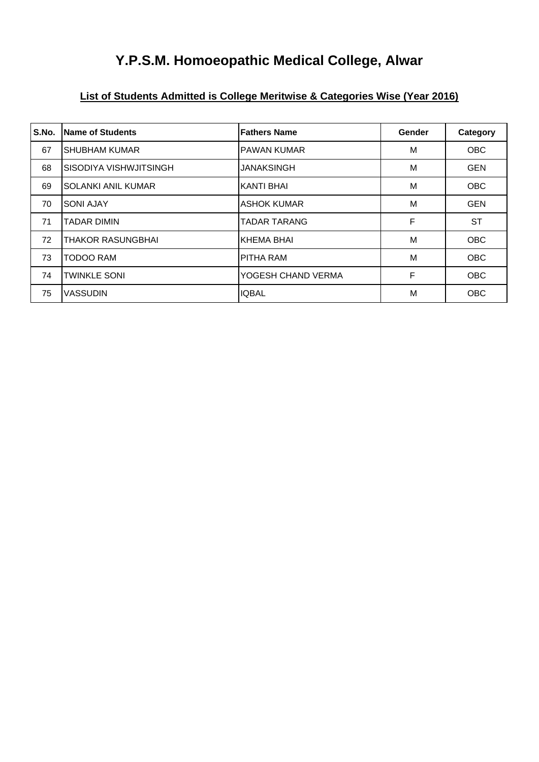# Y.P.S.M. Homoeopathic Medical College, Alwar

## List of Students Admitted is College Meritwise & Categories Wise (Year 2016)

| S.No. | Name of Students | Fathers Name | Gender | Category |
|---|---|---|---|---|
| 67 | SHUBHAM KUMAR | PAWAN KUMAR | M | OBC |
| 68 | SISODIYA VISHWJITSINGH | JANAKSINGH | M | GEN |
| 69 | SOLANKI ANIL KUMAR | KANTI BHAI | M | OBC |
| 70 | SONI AJAY | ASHOK KUMAR | M | GEN |
| 71 | TADAR DIMIN | TADAR TARANG | F | ST |
| 72 | THAKOR RASUNGBHAI | KHEMA BHAI | M | OBC |
| 73 | TODOO RAM | PITHA RAM | M | OBC |
| 74 | TWINKLE SONI | YOGESH CHAND VERMA | F | OBC |
| 75 | VASSUDIN | IQBAL | M | OBC |